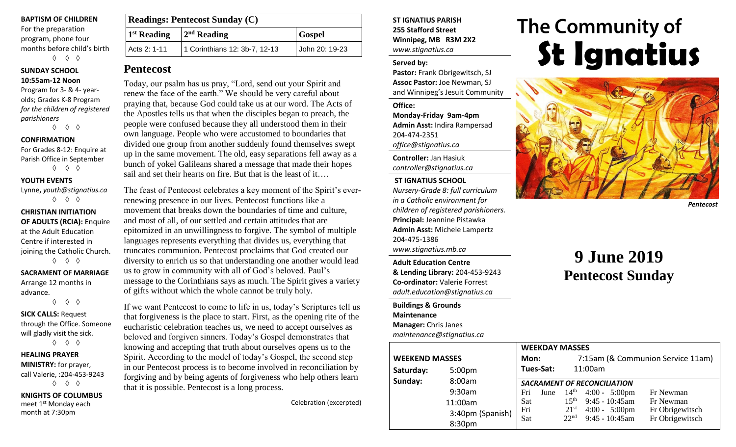**BAPTISM OF CHILDREN**
For the preparation program, phone four months before child's birth

◊ ◊ ◊

**SUNDAY SCHOOL**
**10:55am-12 Noon**
Program for 3- & 4- year-olds; Grades K-8 Program *for the children of registered parishioners*

◊ ◊ ◊

**CONFIRMATION**
For Grades 8-12: Enquire at Parish Office in September

◊ ◊ ◊

**YOUTH EVENTS**
Lynne, *youth@stignatius.ca*

◊ ◊ ◊

**CHRISTIAN INITIATION OF ADULTS (RCIA):** Enquire at the Adult Education Centre if interested in joining the Catholic Church.

◊ ◊ ◊

**SACRAMENT OF MARRIAGE**
Arrange 12 months in advance.

◊ ◊ ◊

**SICK CALLS:** Request through the Office. Someone will gladly visit the sick.

◊ ◊ ◊

**HEALING PRAYER MINISTRY:** for prayer, call Valerie, :204-453-9243

◊ ◊ ◊

**KNIGHTS OF COLUMBUS**
meet 1st Monday each month at 7:30pm

| **Readings: Pentecost Sunday (C)** | | |
|---|---|---|
| **1st Reading** | **2nd Reading** | **Gospel** |
| Acts 2: 1-11 | 1 Corinthians 12: 3b-7, 12-13 | John 20: 19-23 |

## Pentecost

Today, our psalm has us pray, "Lord, send out your Spirit and renew the face of the earth." We should be very careful about praying that, because God could take us at our word. The Acts of the Apostles tells us that when the disciples began to preach, the people were confused because they all understood them in their own language. People who were accustomed to boundaries that divided one group from another suddenly found themselves swept up in the same movement. The old, easy separations fell away as a bunch of yokel Galileans shared a message that made their hopes sail and set their hearts on fire. But that is the least of it….

The feast of Pentecost celebrates a key moment of the Spirit's ever-renewing presence in our lives. Pentecost functions like a movement that breaks down the boundaries of time and culture, and most of all, of our settled and certain attitudes that are epitomized in an unwillingness to forgive. The symbol of multiple languages represents everything that divides us, everything that truncates communion. Pentecost proclaims that God created our diversity to enrich us so that understanding one another would lead us to grow in community with all of God's beloved. Paul's message to the Corinthians says as much. The Spirit gives a variety of gifts without which the whole cannot be truly holy.

If we want Pentecost to come to life in us, today's Scriptures tell us that forgiveness is the place to start. First, as the opening rite of the eucharistic celebration teaches us, we need to accept ourselves as beloved and forgiven sinners. Today's Gospel demonstrates that knowing and accepting that truth about ourselves opens us to the Spirit. According to the model of today's Gospel, the second step in our Pentecost process is to become involved in reconciliation by forgiving and by being agents of forgiveness who help others learn that it is possible. Pentecost is a long process.

Celebration (excerpted)

**ST IGNATIUS PARISH**
**255 Stafford Street**
**Winnipeg, MB R3M 2X2**
*www.stignatius.ca*

**Served by:**
**Pastor:** Frank Obrigewitsch, SJ
**Assoc Pastor:** Joe Newman, SJ
and Winnipeg's Jesuit Community

**Office:**
**Monday-Friday 9am-4pm**
**Admin Asst:** Indira Rampersad
204-474-2351
*office@stignatius.ca*

**Controller:** Jan Hasiuk
*controller@stignatius.ca*

**ST IGNATIUS SCHOOL**
*Nursery-Grade 8: full curriculum in a Catholic environment for children of registered parishioners.*
**Principal:** Jeannine Pistawka
**Admin Asst:** Michele Lampertz
204-475-1386
*www.stignatius.mb.ca*

**Adult Education Centre & Lending Library:** 204-453-9243
**Co-ordinator:** Valerie Forrest
*adult.education@stignatius.ca*

**Buildings & Grounds Maintenance Manager:** Chris Janes
*maintenance@stignatius.ca*

# The Community of St Ignatius

*Pentecost*

# 9 June 2019
## Pentecost Sunday

**WEEKEND MASSES**

| | |
|---|---|
| **Saturday:** | 5:00pm |
| **Sunday:** | 8:00am |
| | 9:30am |
| | 11:00am |
| | 3:40pm (Spanish) |
| | 8:30pm |

**WEEKDAY MASSES**

| | |
|---|---|
| **Mon:** | 7:15am (& Communion Service 11am) |
| **Tues-Sat:** | 11:00am |

***SACRAMENT OF RECONCILIATION***

| | | | |
|---|---|---|---|
| Fri | June 14th | 4:00 - 5:00pm | Fr Newman |
| Sat | 15th | 9:45 - 10:45am | Fr Newman |
| Fri | 21st | 4:00 - 5:00pm | Fr Obrigewitsch |
| Sat | 22nd | 9:45 - 10:45am | Fr Obrigewitsch |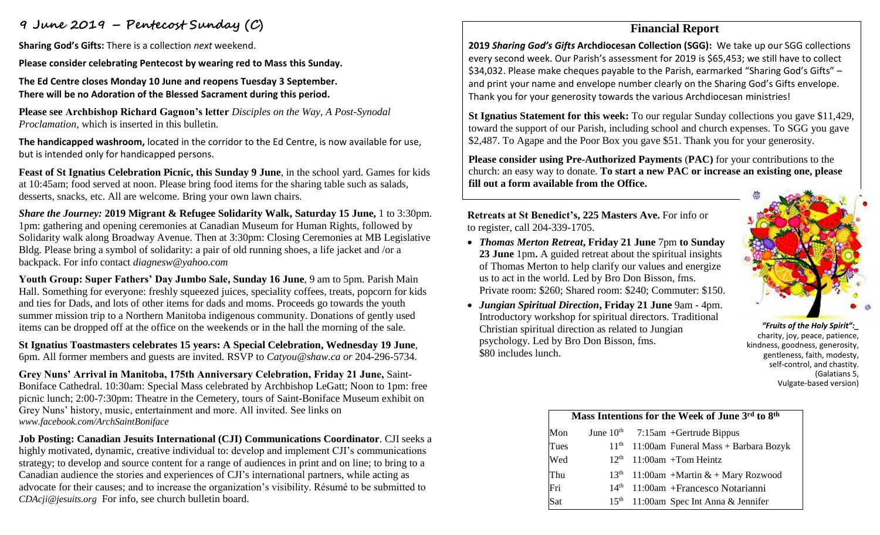# 9 June 2019 – Pentecost Sunday (C)

**Sharing God's Gifts:** There is a collection *next* weekend.

**Please consider celebrating Pentecost by wearing red to Mass this Sunday.**

**The Ed Centre closes Monday 10 June and reopens Tuesday 3 September. There will be no Adoration of the Blessed Sacrament during this period.**

**Please see Archbishop Richard Gagnon's letter** *Disciples on the Way, A Post-Synodal Proclamation,* which is inserted in this bulletin.

**The handicapped washroom,** located in the corridor to the Ed Centre, is now available for use, but is intended only for handicapped persons.

**Feast of St Ignatius Celebration Picnic, this Sunday 9 June**, in the school yard. Games for kids at 10:45am; food served at noon. Please bring food items for the sharing table such as salads, desserts, snacks, etc. All are welcome. Bring your own lawn chairs.

***Share the Journey:* 2019 Migrant & Refugee Solidarity Walk, Saturday 15 June,** 1 to 3:30pm. 1pm: gathering and opening ceremonies at Canadian Museum for Human Rights, followed by Solidarity walk along Broadway Avenue. Then at 3:30pm: Closing Ceremonies at MB Legislative Bldg. Please bring a symbol of solidarity: a pair of old running shoes, a life jacket and /or a backpack. For info contact *diagnesw@yahoo.com*

**Youth Group: Super Fathers' Day Jumbo Sale, Sunday 16 June**, 9 am to 5pm. Parish Main Hall. Something for everyone: freshly squeezed juices, speciality coffees, treats, popcorn for kids and ties for Dads, and lots of other items for dads and moms. Proceeds go towards the youth summer mission trip to a Northern Manitoba indigenous community. Donations of gently used items can be dropped off at the office on the weekends or in the hall the morning of the sale.

**St Ignatius Toastmasters celebrates 15 years: A Special Celebration, Wednesday 19 June**, 6pm. All former members and guests are invited. RSVP to *Catyou@shaw.ca or* 204-296-5734.

**Grey Nuns' Arrival in Manitoba, 175th Anniversary Celebration, Friday 21 June,** Saint-Boniface Cathedral. 10:30am: Special Mass celebrated by Archbishop LeGatt; Noon to 1pm: free picnic lunch; 2:00-7:30pm: Theatre in the Cemetery, tours of Saint-Boniface Museum exhibit on Grey Nuns' history, music, entertainment and more. All invited. See links on *www.facebook.com/ArchSaintBoniface*

**Job Posting: Canadian Jesuits International (CJI) Communications Coordinator**. CJI seeks a highly motivated, dynamic, creative individual to: develop and implement CJI's communications strategy; to develop and source content for a range of audiences in print and on line; to bring to a Canadian audience the stories and experiences of CJI's international partners, while acting as advocate for their causes; and to increase the organization's visibility. Résumé to be submitted to *CDAcji@jesuits.org* For info, see church bulletin board.

## Financial Report

**2019 *Sharing God's Gifts* Archdiocesan Collection (SGG):** We take up our SGG collections every second week. Our Parish's assessment for 2019 is $65,453; we still have to collect $34,032. Please make cheques payable to the Parish, earmarked "Sharing God's Gifts" – and print your name and envelope number clearly on the Sharing God's Gifts envelope. Thank you for your generosity towards the various Archdiocesan ministries!

**St Ignatius Statement for this week:** To our regular Sunday collections you gave $11,429, toward the support of our Parish, including school and church expenses. To SGG you gave $2,487. To Agape and the Poor Box you gave $51. Thank you for your generosity.

**Please consider using Pre-Authorized Payments** (**PAC)** for your contributions to the church: an easy way to donate. **To start a new PAC or increase an existing one, please fill out a form available from the Office.**

**Retreats at St Benedict's, 225 Masters Ave.** For info or to register, call 204-339-1705.

- ***Thomas Merton Retreat*, Friday 21 June** 7pm **to Sunday 23 June** 1pm**.** A guided retreat about the spiritual insights of Thomas Merton to help clarify our values and energize us to act in the world. Led by Bro Don Bisson, fms. Private room: $260; Shared room: $240; Commuter: $150.
- ***Jungian Spiritual Direction*, Friday 21 June** 9am - 4pm. Introductory workshop for spiritual directors. Traditional Christian spiritual direction as related to Jungian psychology. Led by Bro Don Bisson, fms. $80 includes lunch.

***"Fruits of the Holy Spirit":*** charity, joy, peace, patience, kindness, goodness, generosity, gentleness, faith, modesty, self-control, and chastity. (Galatians 5, Vulgate-based version)

| Mass Intentions for the Week of June 3rd to 8th | | |
|---|---|---|
| Mon | June 10th | 7:15am +Gertrude Bippus |
| Tues | 11th | 11:00am Funeral Mass + Barbara Bozyk |
| Wed | 12th | 11:00am +Tom Heintz |
| Thu | 13th | 11:00am +Martin & + Mary Rozwood |
| Fri | 14th | 11:00am +Francesco Notarianni |
| Sat | 15th | 11:00am Spec Int Anna & Jennifer |